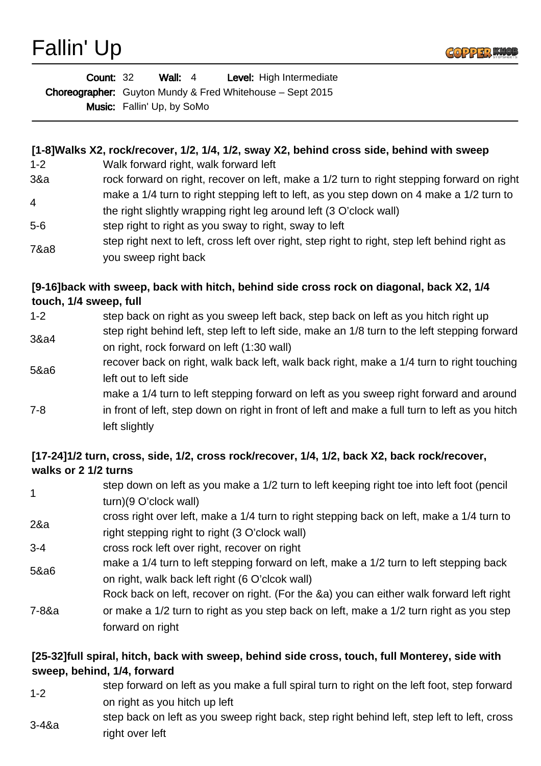# Fallin' Up

**Count:** 32 **Wall:** 4 **Level:** High Intermediate
**Choreographer:** Guyton Mundy & Fred Whitehouse – Sept 2015
**Music:** Fallin' Up, by SoMo

**[1-8]Walks X2, rock/recover, 1/2, 1/4, 1/2, sway X2, behind cross side, behind with sweep**

| | |
|---|---|
| 1-2 | Walk forward right, walk forward left |
| 3&a | rock forward on right, recover on left, make a 1/2 turn to right stepping forward on right |
| 4 | make a 1/4 turn to right stepping left to left, as you step down on 4 make a 1/2 turn to the right slightly wrapping right leg around left (3 O'clock wall) |
| 5-6 | step right to right as you sway to right, sway to left |
| 7&a8 | step right next to left, cross left over right, step right to right, step left behind right as you sweep right back |

**[9-16]back with sweep, back with hitch, behind side cross rock on diagonal, back X2, 1/4 touch, 1/4 sweep, full**

| | |
|---|---|
| 1-2 | step back on right as you sweep left back, step back on left as you hitch right up |
| 3&a4 | step right behind left, step left to left side, make an 1/8 turn to the left stepping forward on right, rock forward on left (1:30 wall) |
| 5&a6 | recover back on right, walk back left, walk back right, make a 1/4 turn to right touching left out to left side |
| 7-8 | make a 1/4 turn to left stepping forward on left as you sweep right forward and around in front of left, step down on right in front of left and make a full turn to left as you hitch left slightly |

**[17-24]1/2 turn, cross, side, 1/2, cross rock/recover, 1/4, 1/2, back X2, back rock/recover, walks or 2 1/2 turns**

| | |
|---|---|
| 1 | step down on left as you make a 1/2 turn to left keeping right toe into left foot (pencil turn)(9 O'clock wall) |
| 2&a | cross right over left, make a 1/4 turn to right stepping back on left, make a 1/4 turn to right stepping right to right (3 O'clock wall) |
| 3-4 | cross rock left over right, recover on right |
| 5&a6 | make a 1/4 turn to left stepping forward on left, make a 1/2 turn to left stepping back on right, walk back left right (6 O'clcok wall) |
| 7-8&a | Rock back on left, recover on right. (For the &a) you can either walk forward left right or make a 1/2 turn to right as you step back on left, make a 1/2 turn right as you step forward on right |

**[25-32]full spiral, hitch, back with sweep, behind side cross, touch, full Monterey, side with sweep, behind, 1/4, forward**

| | |
|---|---|
| 1-2 | step forward on left as you make a full spiral turn to right on the left foot, step forward on right as you hitch up left |
| 3-4&a | step back on left as you sweep right back, step right behind left, step left to left, cross right over left |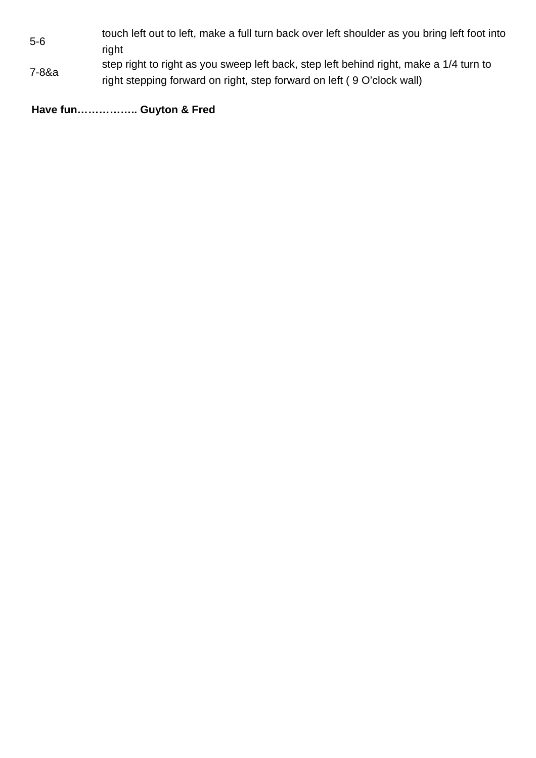| | |
|---|---|
| 5-6 | touch left out to left, make a full turn back over left shoulder as you bring left foot into right |
| 7-8&a | step right to right as you sweep left back, step left behind right, make a 1/4 turn to right stepping forward on right, step forward on left ( 9 O'clock wall) |

**Have fun…………….. Guyton & Fred**